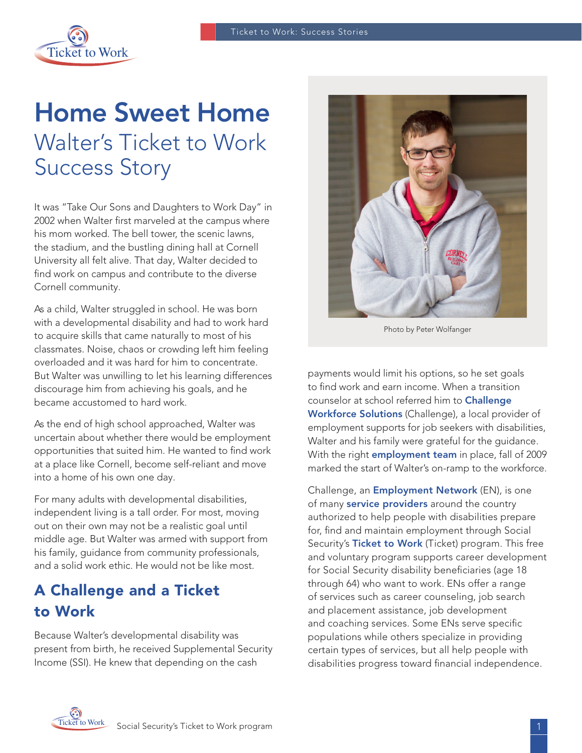# Home Sweet Home

## Walter's Ticket to Work Success Story

It was "Take Our Sons and Daughters to Work Day" in 2002 when Walter first marveled at the campus where his mom worked. The bell tower, the scenic lawns, the stadium, and the bustling dining hall at Cornell University all felt alive. That day, Walter decided to find work on campus and contribute to the diverse Cornell community.

As a child, Walter struggled in school. He was born with a developmental disability and had to work hard to acquire skills that came naturally to most of his classmates. Noise, chaos or crowding left him feeling overloaded and it was hard for him to concentrate. But Walter was unwilling to let his learning differences discourage him from achieving his goals, and he became accustomed to hard work.

As the end of high school approached, Walter was uncertain about whether there would be employment opportunities that suited him. He wanted to find work at a place like Cornell, become self-reliant and move into a home of his own one day.

For many adults with developmental disabilities, independent living is a tall order. For most, moving out on their own may not be a realistic goal until middle age. But Walter was armed with support from his family, guidance from community professionals, and a solid work ethic. He would not be like most.

## A Challenge and a Ticket to Work

Because Walter's developmental disability was present from birth, he received Supplemental Security Income (SSI). He knew that depending on the cash payments would limit his options, so he set goals to find work and earn income. When a transition counselor at school referred him to **Challenge Workforce Solutions** (Challenge), a local provider of employment supports for job seekers with disabilities, Walter and his family were grateful for the guidance. With the right **employment team** in place, fall of 2009 marked the start of Walter's on-ramp to the workforce.

Photo by Peter Wolfanger

Challenge, an **Employment Network** (EN), is one of many **service providers** around the country authorized to help people with disabilities prepare for, find and maintain employment through Social Security's **Ticket to Work** (Ticket) program. This free and voluntary program supports career development for Social Security disability beneficiaries (age 18 through 64) who want to work. ENs offer a range of services such as career counseling, job search and placement assistance, job development and coaching services. Some ENs serve specific populations while others specialize in providing certain types of services, but all help people with disabilities progress toward financial independence.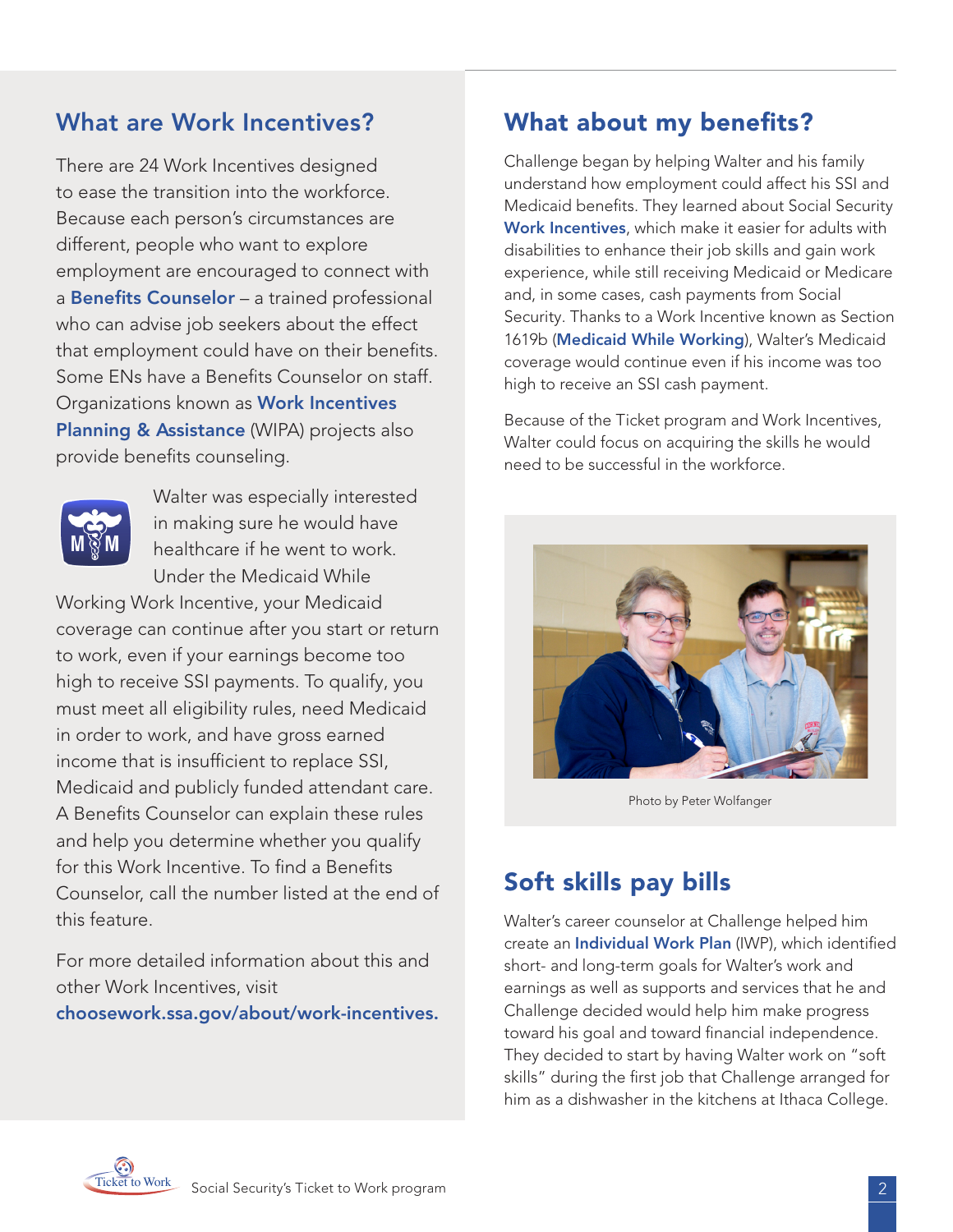## What are Work Incentives?

There are 24 Work Incentives designed to ease the transition into the workforce. Because each person's circumstances are different, people who want to explore employment are encouraged to connect with a **Benefits Counselor** – a trained professional who can advise job seekers about the effect that employment could have on their benefits. Some ENs have a Benefits Counselor on staff. Organizations known as **Work Incentives Planning & Assistance** (WIPA) projects also provide benefits counseling.

Walter was especially interested in making sure he would have healthcare if he went to work. Under the Medicaid While Working Work Incentive, your Medicaid coverage can continue after you start or return to work, even if your earnings become too high to receive SSI payments. To qualify, you must meet all eligibility rules, need Medicaid in order to work, and have gross earned income that is insufficient to replace SSI, Medicaid and publicly funded attendant care. A Benefits Counselor can explain these rules and help you determine whether you qualify for this Work Incentive. To find a Benefits Counselor, call the number listed at the end of this feature.

For more detailed information about this and other Work Incentives, visit **choosework.ssa.gov/about/work-incentives.**

## What about my benefits?

Challenge began by helping Walter and his family understand how employment could affect his SSI and Medicaid benefits. They learned about Social Security **Work Incentives**, which make it easier for adults with disabilities to enhance their job skills and gain work experience, while still receiving Medicaid or Medicare and, in some cases, cash payments from Social Security. Thanks to a Work Incentive known as Section 1619b (**Medicaid While Working**), Walter's Medicaid coverage would continue even if his income was too high to receive an SSI cash payment.

Because of the Ticket program and Work Incentives, Walter could focus on acquiring the skills he would need to be successful in the workforce.

Photo by Peter Wolfanger

## Soft skills pay bills

Walter's career counselor at Challenge helped him create an **Individual Work Plan** (IWP), which identified short- and long-term goals for Walter's work and earnings as well as supports and services that he and Challenge decided would help him make progress toward his goal and toward financial independence. They decided to start by having Walter work on "soft skills" during the first job that Challenge arranged for him as a dishwasher in the kitchens at Ithaca College.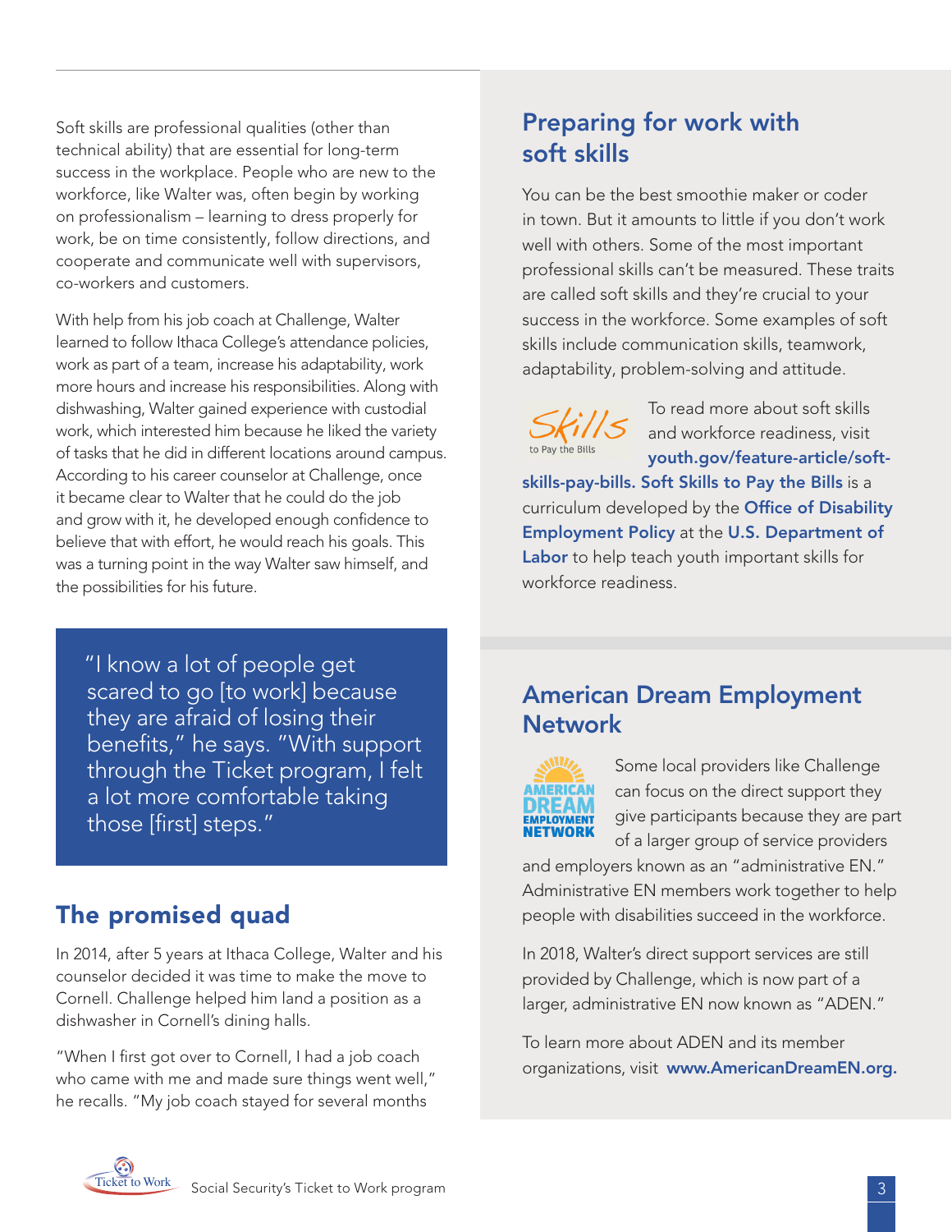Soft skills are professional qualities (other than technical ability) that are essential for long-term success in the workplace. People who are new to the workforce, like Walter was, often begin by working on professionalism – learning to dress properly for work, be on time consistently, follow directions, and cooperate and communicate well with supervisors, co-workers and customers.

With help from his job coach at Challenge, Walter learned to follow Ithaca College's attendance policies, work as part of a team, increase his adaptability, work more hours and increase his responsibilities. Along with dishwashing, Walter gained experience with custodial work, which interested him because he liked the variety of tasks that he did in different locations around campus. According to his career counselor at Challenge, once it became clear to Walter that he could do the job and grow with it, he developed enough confidence to believe that with effort, he would reach his goals. This was a turning point in the way Walter saw himself, and the possibilities for his future.

> "I know a lot of people get scared to go [to work] because they are afraid of losing their benefits," he says. "With support through the Ticket program, I felt a lot more comfortable taking those [first] steps."

## The promised quad

In 2014, after 5 years at Ithaca College, Walter and his counselor decided it was time to make the move to Cornell. Challenge helped him land a position as a dishwasher in Cornell's dining halls.

"When I first got over to Cornell, I had a job coach who came with me and made sure things went well," he recalls. "My job coach stayed for several months

## Preparing for work with soft skills

You can be the best smoothie maker or coder in town. But it amounts to little if you don't work well with others. Some of the most important professional skills can't be measured. These traits are called soft skills and they're crucial to your success in the workforce. Some examples of soft skills include communication skills, teamwork, adaptability, problem-solving and attitude.

To read more about soft skills and workforce readiness, visit **youth.gov/feature-article/soft-skills-pay-bills. Soft Skills to Pay the Bills** is a curriculum developed by the **Office of Disability Employment Policy** at the **U.S. Department of Labor** to help teach youth important skills for workforce readiness.

## American Dream Employment Network

Some local providers like Challenge can focus on the direct support they give participants because they are part of a larger group of service providers and employers known as an "administrative EN." Administrative EN members work together to help people with disabilities succeed in the workforce.

In 2018, Walter's direct support services are still provided by Challenge, which is now part of a larger, administrative EN now known as "ADEN."

To learn more about ADEN and its member organizations, visit **www.AmericanDreamEN.org.**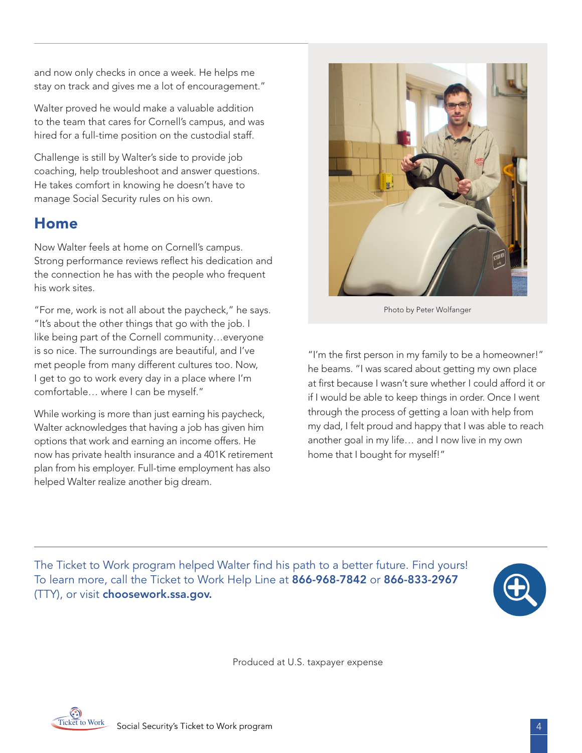and now only checks in once a week. He helps me stay on track and gives me a lot of encouragement."

Walter proved he would make a valuable addition to the team that cares for Cornell's campus, and was hired for a full-time position on the custodial staff.

Challenge is still by Walter's side to provide job coaching, help troubleshoot and answer questions. He takes comfort in knowing he doesn't have to manage Social Security rules on his own.

## Home

Now Walter feels at home on Cornell's campus. Strong performance reviews reflect his dedication and the connection he has with the people who frequent his work sites.

"For me, work is not all about the paycheck," he says. "It's about the other things that go with the job. I like being part of the Cornell community…everyone is so nice. The surroundings are beautiful, and I've met people from many different cultures too. Now, I get to go to work every day in a place where I'm comfortable… where I can be myself."

While working is more than just earning his paycheck, Walter acknowledges that having a job has given him options that work and earning an income offers. He now has private health insurance and a 401K retirement plan from his employer. Full-time employment has also helped Walter realize another big dream.

Photo by Peter Wolfanger

"I'm the first person in my family to be a homeowner!" he beams. "I was scared about getting my own place at first because I wasn't sure whether I could afford it or if I would be able to keep things in order. Once I went through the process of getting a loan with help from my dad, I felt proud and happy that I was able to reach another goal in my life… and I now live in my own home that I bought for myself!"

The Ticket to Work program helped Walter find his path to a better future. Find yours! To learn more, call the Ticket to Work Help Line at **866-968-7842** or **866-833-2967** (TTY), or visit **choosework.ssa.gov.**

Produced at U.S. taxpayer expense